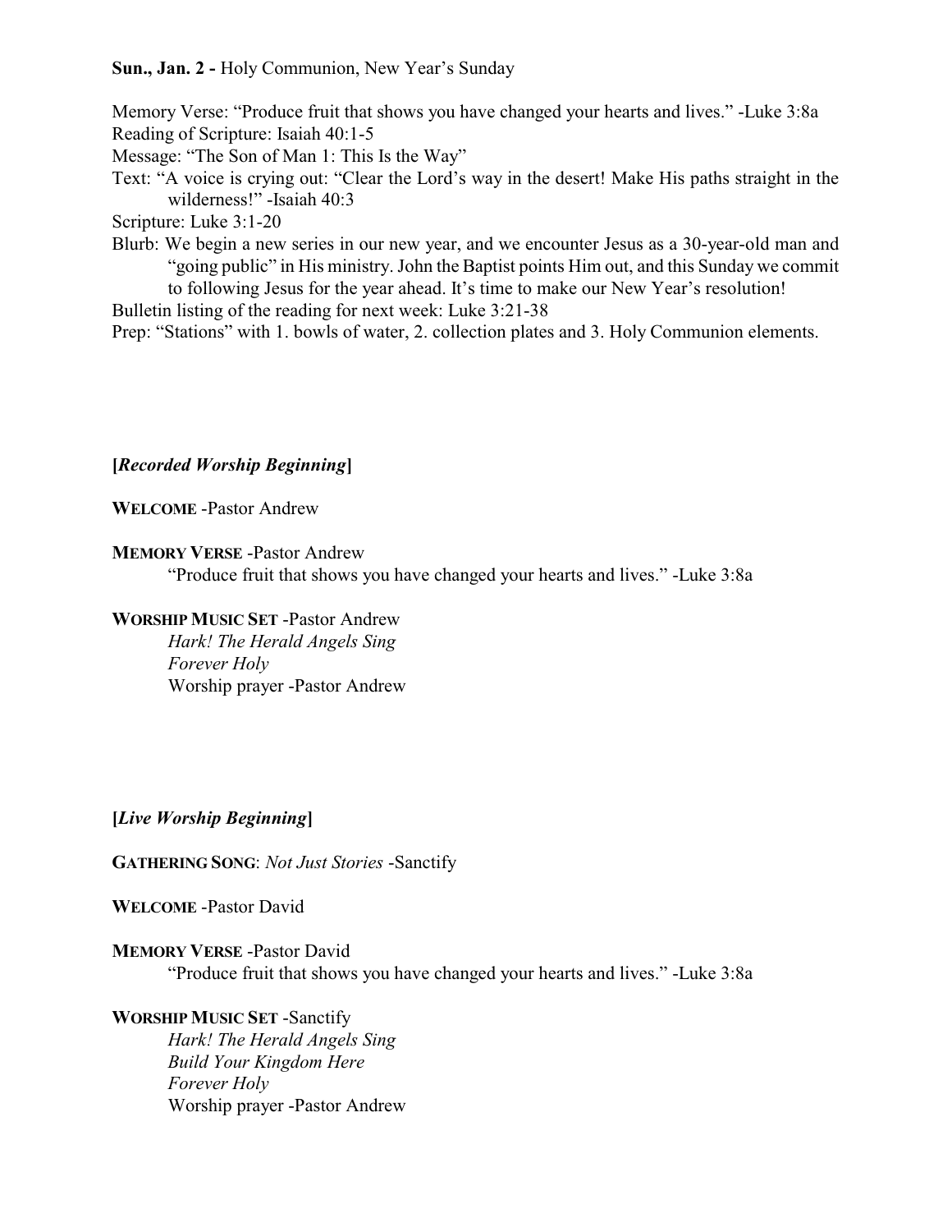**Sun., Jan. 2 -** Holy Communion, New Year's Sunday

Memory Verse: "Produce fruit that shows you have changed your hearts and lives." -Luke 3:8a

Reading of Scripture: Isaiah 40:1-5

Message: "The Son of Man 1: This Is the Way"

Text: "A voice is crying out: "Clear the Lord's way in the desert! Make His paths straight in the wilderness!" -Isaiah 40:3

Scripture: Luke 3:1-20

Blurb: We begin a new series in our new year, and we encounter Jesus as a 30-year-old man and "going public" in His ministry. John the Baptist points Him out, and this Sunday we commit to following Jesus for the year ahead. It's time to make our New Year's resolution!

Bulletin listing of the reading for next week: Luke 3:21-38

Prep: "Stations" with 1. bowls of water, 2. collection plates and 3. Holy Communion elements.

**[*Recorded Worship Beginning*]**

**WELCOME** -Pastor Andrew

**MEMORY VERSE** -Pastor Andrew

"Produce fruit that shows you have changed your hearts and lives." -Luke 3:8a

**WORSHIP MUSIC SET** -Pastor Andrew

*Hark! The Herald Angels Sing*
*Forever Holy*
Worship prayer -Pastor Andrew

**[*Live Worship Beginning*]**

**GATHERING SONG**: *Not Just Stories* -Sanctify

**WELCOME** -Pastor David

**MEMORY VERSE** -Pastor David

"Produce fruit that shows you have changed your hearts and lives." -Luke 3:8a

**WORSHIP MUSIC SET** -Sanctify

*Hark! The Herald Angels Sing*
*Build Your Kingdom Here*
*Forever Holy*
Worship prayer -Pastor Andrew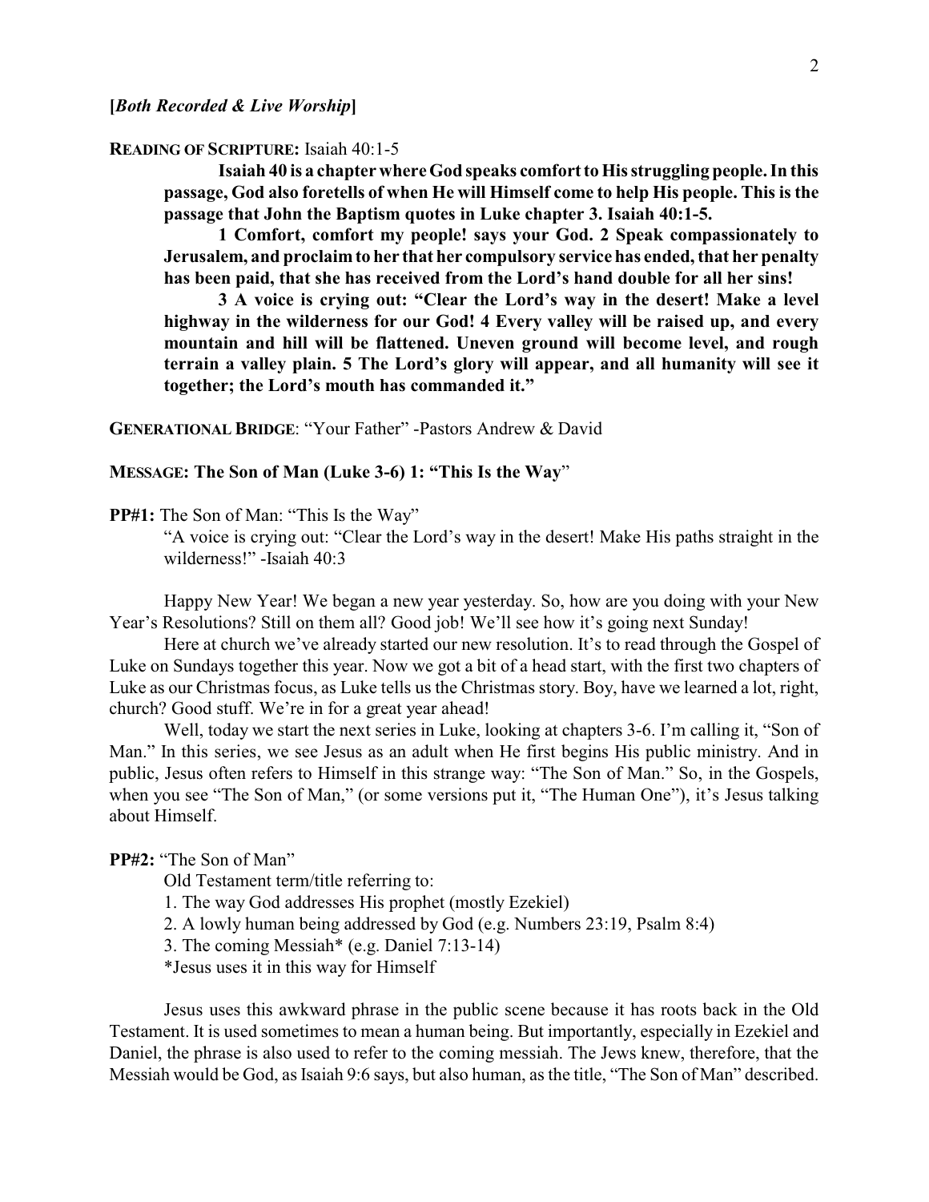**[*Both Recorded & Live Worship*]**

**READING OF SCRIPTURE:** Isaiah 40:1-5

**Isaiah 40 is a chapter where God speaks comfort to His struggling people. In this passage, God also foretells of when He will Himself come to help His people. This is the passage that John the Baptism quotes in Luke chapter 3. Isaiah 40:1-5.**

**1 Comfort, comfort my people! says your God. 2 Speak compassionately to Jerusalem, and proclaim to her that her compulsory service has ended, that her penalty has been paid, that she has received from the Lord's hand double for all her sins!**

**3 A voice is crying out: "Clear the Lord's way in the desert! Make a level highway in the wilderness for our God! 4 Every valley will be raised up, and every mountain and hill will be flattened. Uneven ground will become level, and rough terrain a valley plain. 5 The Lord's glory will appear, and all humanity will see it together; the Lord's mouth has commanded it."**

**GENERATIONAL BRIDGE**: "Your Father" -Pastors Andrew & David

**MESSAGE: The Son of Man (Luke 3-6) 1: "This Is the Way**"

**PP#1:** The Son of Man: "This Is the Way"

"A voice is crying out: "Clear the Lord's way in the desert! Make His paths straight in the wilderness!" -Isaiah 40:3

Happy New Year! We began a new year yesterday. So, how are you doing with your New Year's Resolutions? Still on them all? Good job! We'll see how it's going next Sunday!

Here at church we've already started our new resolution. It's to read through the Gospel of Luke on Sundays together this year. Now we got a bit of a head start, with the first two chapters of Luke as our Christmas focus, as Luke tells us the Christmas story. Boy, have we learned a lot, right, church? Good stuff. We're in for a great year ahead!

Well, today we start the next series in Luke, looking at chapters 3-6. I'm calling it, "Son of Man." In this series, we see Jesus as an adult when He first begins His public ministry. And in public, Jesus often refers to Himself in this strange way: "The Son of Man." So, in the Gospels, when you see "The Son of Man," (or some versions put it, "The Human One"), it's Jesus talking about Himself.

**PP#2:** "The Son of Man"

Old Testament term/title referring to:

1. The way God addresses His prophet (mostly Ezekiel)
2. A lowly human being addressed by God (e.g. Numbers 23:19, Psalm 8:4)
3. The coming Messiah* (e.g. Daniel 7:13-14)

*Jesus uses it in this way for Himself

Jesus uses this awkward phrase in the public scene because it has roots back in the Old Testament. It is used sometimes to mean a human being. But importantly, especially in Ezekiel and Daniel, the phrase is also used to refer to the coming messiah. The Jews knew, therefore, that the Messiah would be God, as Isaiah 9:6 says, but also human, as the title, "The Son of Man" described.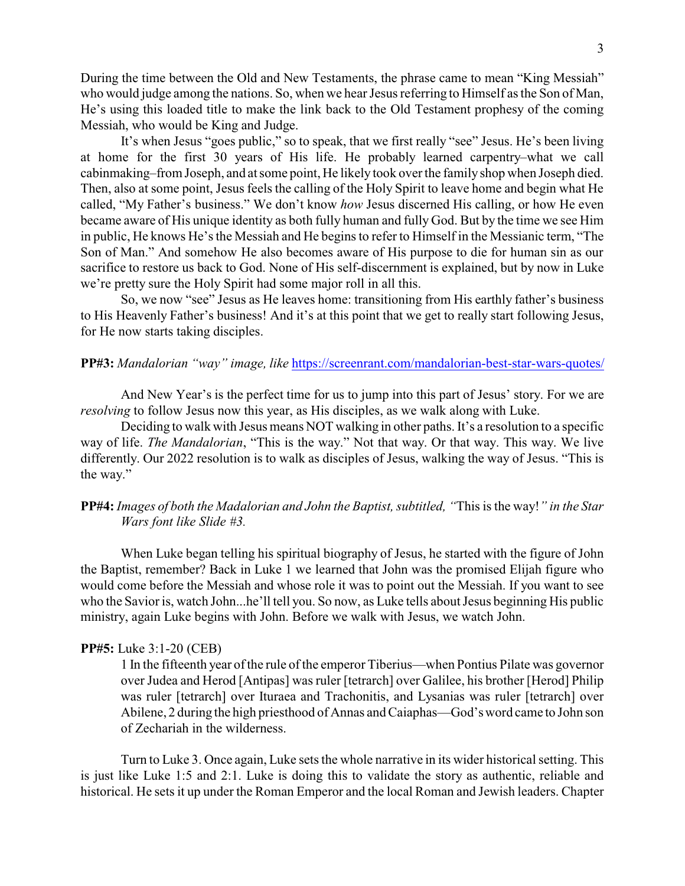During the time between the Old and New Testaments, the phrase came to mean "King Messiah" who would judge among the nations. So, when we hear Jesus referring to Himself as the Son of Man, He's using this loaded title to make the link back to the Old Testament prophesy of the coming Messiah, who would be King and Judge.

It's when Jesus "goes public," so to speak, that we first really "see" Jesus. He's been living at home for the first 30 years of His life. He probably learned carpentry–what we call cabinmaking–from Joseph, and at some point, He likely took over the family shop when Joseph died. Then, also at some point, Jesus feels the calling of the Holy Spirit to leave home and begin what He called, "My Father's business." We don't know *how* Jesus discerned His calling, or how He even became aware of His unique identity as both fully human and fully God. But by the time we see Him in public, He knows He's the Messiah and He begins to refer to Himself in the Messianic term, "The Son of Man." And somehow He also becomes aware of His purpose to die for human sin as our sacrifice to restore us back to God. None of His self-discernment is explained, but by now in Luke we're pretty sure the Holy Spirit had some major roll in all this.

So, we now "see" Jesus as He leaves home: transitioning from His earthly father's business to His Heavenly Father's business! And it's at this point that we get to really start following Jesus, for He now starts taking disciples.

**PP#3:** *Mandalorian "way" image, like* https://screenrant.com/mandalorian-best-star-wars-quotes/

And New Year's is the perfect time for us to jump into this part of Jesus' story. For we are *resolving* to follow Jesus now this year, as His disciples, as we walk along with Luke.

Deciding to walk with Jesus means NOT walking in other paths. It's a resolution to a specific way of life. *The Mandalorian*, "This is the way." Not that way. Or that way. This way. We live differently. Our 2022 resolution is to walk as disciples of Jesus, walking the way of Jesus. "This is the way."

**PP#4:** *Images of both the Madalorian and John the Baptist, subtitled, "*This is the way!*" in the Star Wars font like Slide #3.*

When Luke began telling his spiritual biography of Jesus, he started with the figure of John the Baptist, remember? Back in Luke 1 we learned that John was the promised Elijah figure who would come before the Messiah and whose role it was to point out the Messiah. If you want to see who the Savior is, watch John...he'll tell you. So now, as Luke tells about Jesus beginning His public ministry, again Luke begins with John. Before we walk with Jesus, we watch John.

**PP#5:** Luke 3:1-20 (CEB)

> 1 In the fifteenth year of the rule of the emperor Tiberius—when Pontius Pilate was governor over Judea and Herod [Antipas] was ruler [tetrarch] over Galilee, his brother [Herod] Philip was ruler [tetrarch] over Ituraea and Trachonitis, and Lysanias was ruler [tetrarch] over Abilene, 2 during the high priesthood of Annas and Caiaphas—God's word came to John son of Zechariah in the wilderness.

Turn to Luke 3. Once again, Luke sets the whole narrative in its wider historical setting. This is just like Luke 1:5 and 2:1. Luke is doing this to validate the story as authentic, reliable and historical. He sets it up under the Roman Emperor and the local Roman and Jewish leaders. Chapter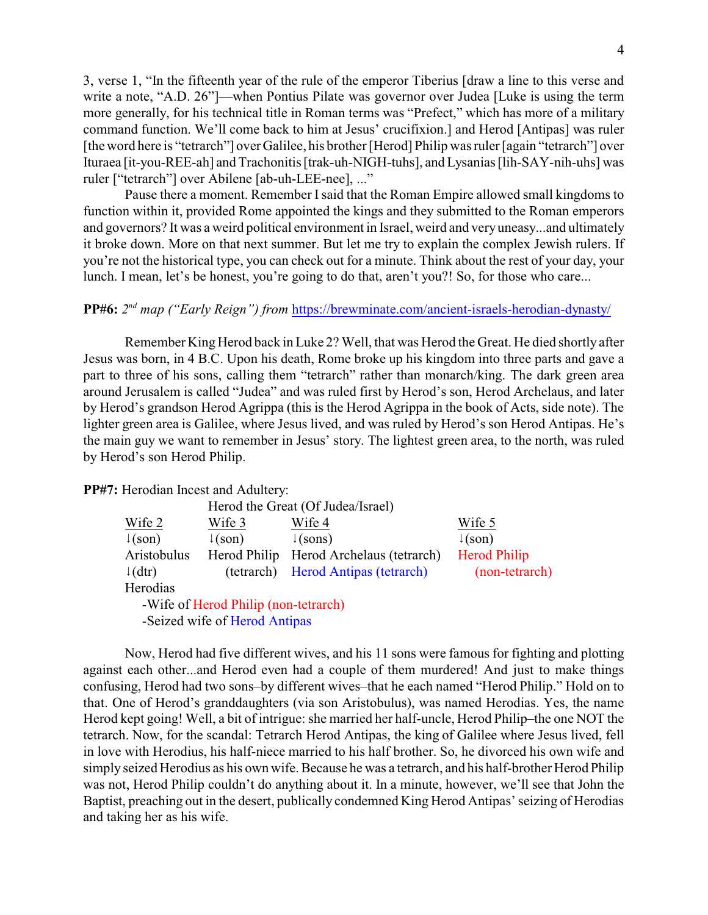3, verse 1, "In the fifteenth year of the rule of the emperor Tiberius [draw a line to this verse and write a note, "A.D. 26"]—when Pontius Pilate was governor over Judea [Luke is using the term more generally, for his technical title in Roman terms was "Prefect," which has more of a military command function. We'll come back to him at Jesus' crucifixion.] and Herod [Antipas] was ruler [the word here is "tetrarch"] over Galilee, his brother [Herod] Philip was ruler [again "tetrarch"] over Ituraea [it-you-REE-ah] and Trachonitis [trak-uh-NIGH-tuhs], and Lysanias [lih-SAY-nih-uhs] was ruler ["tetrarch"] over Abilene [ab-uh-LEE-nee], ..."

Pause there a moment. Remember I said that the Roman Empire allowed small kingdoms to function within it, provided Rome appointed the kings and they submitted to the Roman emperors and governors? It was a weird political environment in Israel, weird and very uneasy...and ultimately it broke down. More on that next summer. But let me try to explain the complex Jewish rulers. If you're not the historical type, you can check out for a minute. Think about the rest of your day, your lunch. I mean, let's be honest, you're going to do that, aren't you?! So, for those who care...

**PP#6:** *2nd map ("Early Reign") from* https://brewminate.com/ancient-israels-herodian-dynasty/

Remember King Herod back in Luke 2? Well, that was Herod the Great. He died shortly after Jesus was born, in 4 B.C. Upon his death, Rome broke up his kingdom into three parts and gave a part to three of his sons, calling them "tetrarch" rather than monarch/king. The dark green area around Jerusalem is called "Judea" and was ruled first by Herod's son, Herod Archelaus, and later by Herod's grandson Herod Agrippa (this is the Herod Agrippa in the book of Acts, side note). The lighter green area is Galilee, where Jesus lived, and was ruled by Herod's son Herod Antipas. He's the main guy we want to remember in Jesus' story. The lightest green area, to the north, was ruled by Herod's son Herod Philip.

**PP#7:** Herodian Incest and Adultery:

Herod the Great (Of Judea/Israel)

| Wife 2 | Wife 3 | Wife 4 | Wife 5 |
|---|---|---|---|
| ↓(son) | ↓(son) | ↓(sons) | ↓(son) |
| Aristobulus | Herod Philip (tetrarch) | Herod Archelaus (tetrarch) | Herod Philip (non-tetrarch) |
| ↓(dtr) | | Herod Antipas (tetrarch) | |
| Herodias | | | |

Herodias
- -Wife of Herod Philip (non-tetrarch)
- -Seized wife of Herod Antipas

Now, Herod had five different wives, and his 11 sons were famous for fighting and plotting against each other...and Herod even had a couple of them murdered! And just to make things confusing, Herod had two sons–by different wives–that he each named "Herod Philip." Hold on to that. One of Herod's granddaughters (via son Aristobulus), was named Herodias. Yes, the name Herod kept going! Well, a bit of intrigue: she married her half-uncle, Herod Philip–the one NOT the tetrarch. Now, for the scandal: Tetrarch Herod Antipas, the king of Galilee where Jesus lived, fell in love with Herodius, his half-niece married to his half brother. So, he divorced his own wife and simply seized Herodius as his own wife. Because he was a tetrarch, and his half-brother Herod Philip was not, Herod Philip couldn't do anything about it. In a minute, however, we'll see that John the Baptist, preaching out in the desert, publically condemned King Herod Antipas' seizing of Herodias and taking her as his wife.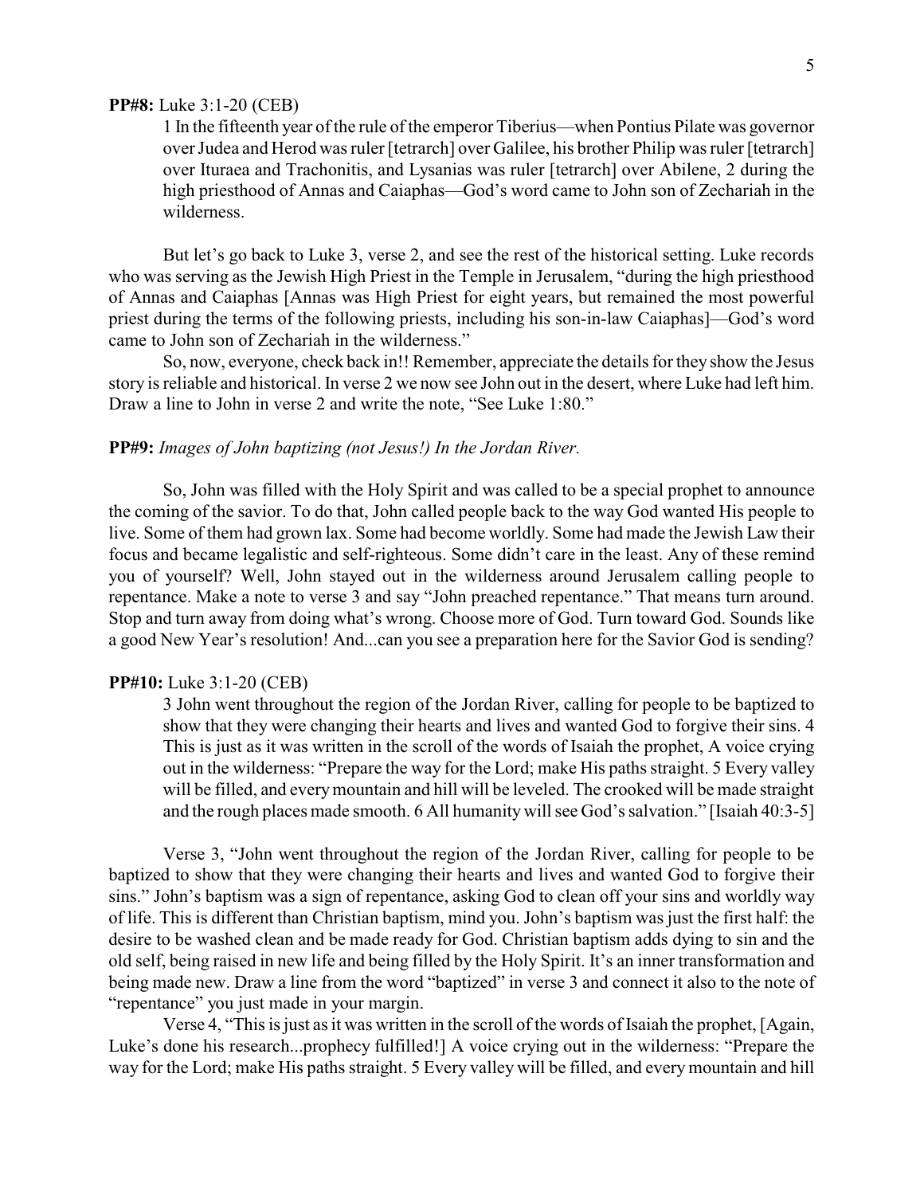**PP#8:** Luke 3:1-20 (CEB)

> 1 In the fifteenth year of the rule of the emperor Tiberius—when Pontius Pilate was governor over Judea and Herod was ruler [tetrarch] over Galilee, his brother Philip was ruler [tetrarch] over Ituraea and Trachonitis, and Lysanias was ruler [tetrarch] over Abilene, 2 during the high priesthood of Annas and Caiaphas—God's word came to John son of Zechariah in the wilderness.

But let's go back to Luke 3, verse 2, and see the rest of the historical setting. Luke records who was serving as the Jewish High Priest in the Temple in Jerusalem, "during the high priesthood of Annas and Caiaphas [Annas was High Priest for eight years, but remained the most powerful priest during the terms of the following priests, including his son-in-law Caiaphas]—God's word came to John son of Zechariah in the wilderness."

So, now, everyone, check back in!! Remember, appreciate the details for they show the Jesus story is reliable and historical. In verse 2 we now see John out in the desert, where Luke had left him. Draw a line to John in verse 2 and write the note, "See Luke 1:80."

**PP#9:** *Images of John baptizing (not Jesus!) In the Jordan River.*

So, John was filled with the Holy Spirit and was called to be a special prophet to announce the coming of the savior. To do that, John called people back to the way God wanted His people to live. Some of them had grown lax. Some had become worldly. Some had made the Jewish Law their focus and became legalistic and self-righteous. Some didn't care in the least. Any of these remind you of yourself? Well, John stayed out in the wilderness around Jerusalem calling people to repentance. Make a note to verse 3 and say "John preached repentance." That means turn around. Stop and turn away from doing what's wrong. Choose more of God. Turn toward God. Sounds like a good New Year's resolution! And...can you see a preparation here for the Savior God is sending?

**PP#10:** Luke 3:1-20 (CEB)

> 3 John went throughout the region of the Jordan River, calling for people to be baptized to show that they were changing their hearts and lives and wanted God to forgive their sins. 4 This is just as it was written in the scroll of the words of Isaiah the prophet, A voice crying out in the wilderness: "Prepare the way for the Lord; make His paths straight. 5 Every valley will be filled, and every mountain and hill will be leveled. The crooked will be made straight and the rough places made smooth. 6 All humanity will see God's salvation." [Isaiah 40:3-5]

Verse 3, "John went throughout the region of the Jordan River, calling for people to be baptized to show that they were changing their hearts and lives and wanted God to forgive their sins." John's baptism was a sign of repentance, asking God to clean off your sins and worldly way of life. This is different than Christian baptism, mind you. John's baptism was just the first half: the desire to be washed clean and be made ready for God. Christian baptism adds dying to sin and the old self, being raised in new life and being filled by the Holy Spirit. It's an inner transformation and being made new. Draw a line from the word "baptized" in verse 3 and connect it also to the note of "repentance" you just made in your margin.

Verse 4, "This is just as it was written in the scroll of the words of Isaiah the prophet, [Again, Luke's done his research...prophecy fulfilled!] A voice crying out in the wilderness: "Prepare the way for the Lord; make His paths straight. 5 Every valley will be filled, and every mountain and hill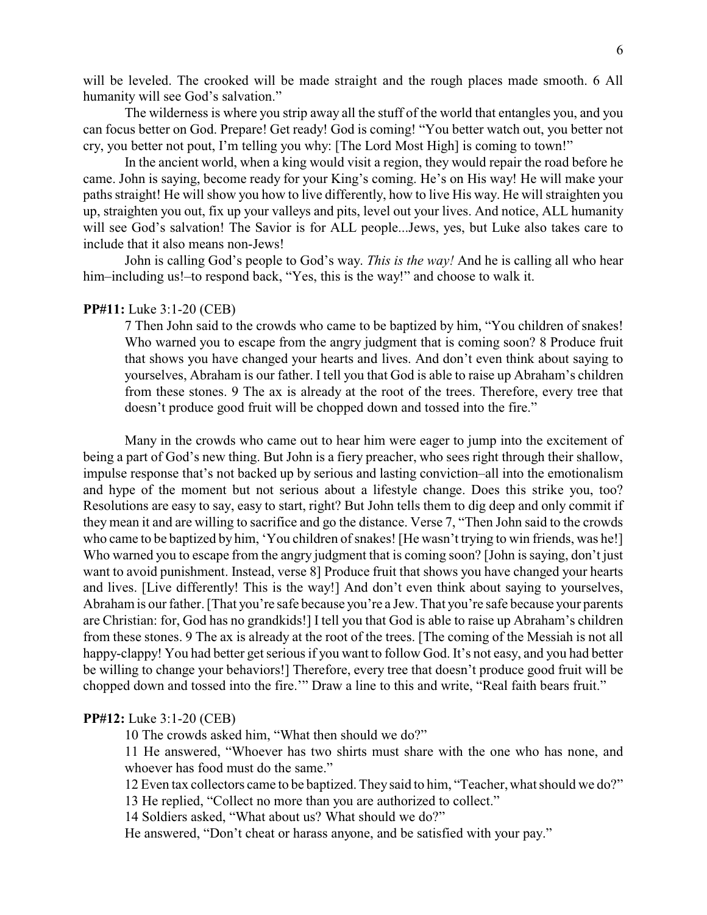will be leveled. The crooked will be made straight and the rough places made smooth. 6 All humanity will see God's salvation."

The wilderness is where you strip away all the stuff of the world that entangles you, and you can focus better on God. Prepare! Get ready! God is coming! "You better watch out, you better not cry, you better not pout, I'm telling you why: [The Lord Most High] is coming to town!"

In the ancient world, when a king would visit a region, they would repair the road before he came. John is saying, become ready for your King's coming. He's on His way! He will make your paths straight! He will show you how to live differently, how to live His way. He will straighten you up, straighten you out, fix up your valleys and pits, level out your lives. And notice, ALL humanity will see God's salvation! The Savior is for ALL people...Jews, yes, but Luke also takes care to include that it also means non-Jews!

John is calling God's people to God's way. *This is the way!* And he is calling all who hear him–including us!–to respond back, "Yes, this is the way!" and choose to walk it.

**PP#11:** Luke 3:1-20 (CEB)

> 7 Then John said to the crowds who came to be baptized by him, "You children of snakes! Who warned you to escape from the angry judgment that is coming soon? 8 Produce fruit that shows you have changed your hearts and lives. And don't even think about saying to yourselves, Abraham is our father. I tell you that God is able to raise up Abraham's children from these stones. 9 The ax is already at the root of the trees. Therefore, every tree that doesn't produce good fruit will be chopped down and tossed into the fire."

Many in the crowds who came out to hear him were eager to jump into the excitement of being a part of God's new thing. But John is a fiery preacher, who sees right through their shallow, impulse response that's not backed up by serious and lasting conviction–all into the emotionalism and hype of the moment but not serious about a lifestyle change. Does this strike you, too? Resolutions are easy to say, easy to start, right? But John tells them to dig deep and only commit if they mean it and are willing to sacrifice and go the distance. Verse 7, "Then John said to the crowds who came to be baptized by him, 'You children of snakes! [He wasn't trying to win friends, was he!] Who warned you to escape from the angry judgment that is coming soon? [John is saying, don't just want to avoid punishment. Instead, verse 8] Produce fruit that shows you have changed your hearts and lives. [Live differently! This is the way!] And don't even think about saying to yourselves, Abraham is our father. [That you're safe because you're a Jew. That you're safe because your parents are Christian: for, God has no grandkids!] I tell you that God is able to raise up Abraham's children from these stones. 9 The ax is already at the root of the trees. [The coming of the Messiah is not all happy-clappy! You had better get serious if you want to follow God. It's not easy, and you had better be willing to change your behaviors!] Therefore, every tree that doesn't produce good fruit will be chopped down and tossed into the fire.'" Draw a line to this and write, "Real faith bears fruit."

**PP#12:** Luke 3:1-20 (CEB)

> 10 The crowds asked him, "What then should we do?"
>
> 11 He answered, "Whoever has two shirts must share with the one who has none, and whoever has food must do the same."
>
> 12 Even tax collectors came to be baptized. They said to him, "Teacher, what should we do?"
>
> 13 He replied, "Collect no more than you are authorized to collect."
>
> 14 Soldiers asked, "What about us? What should we do?"
>
> He answered, "Don't cheat or harass anyone, and be satisfied with your pay."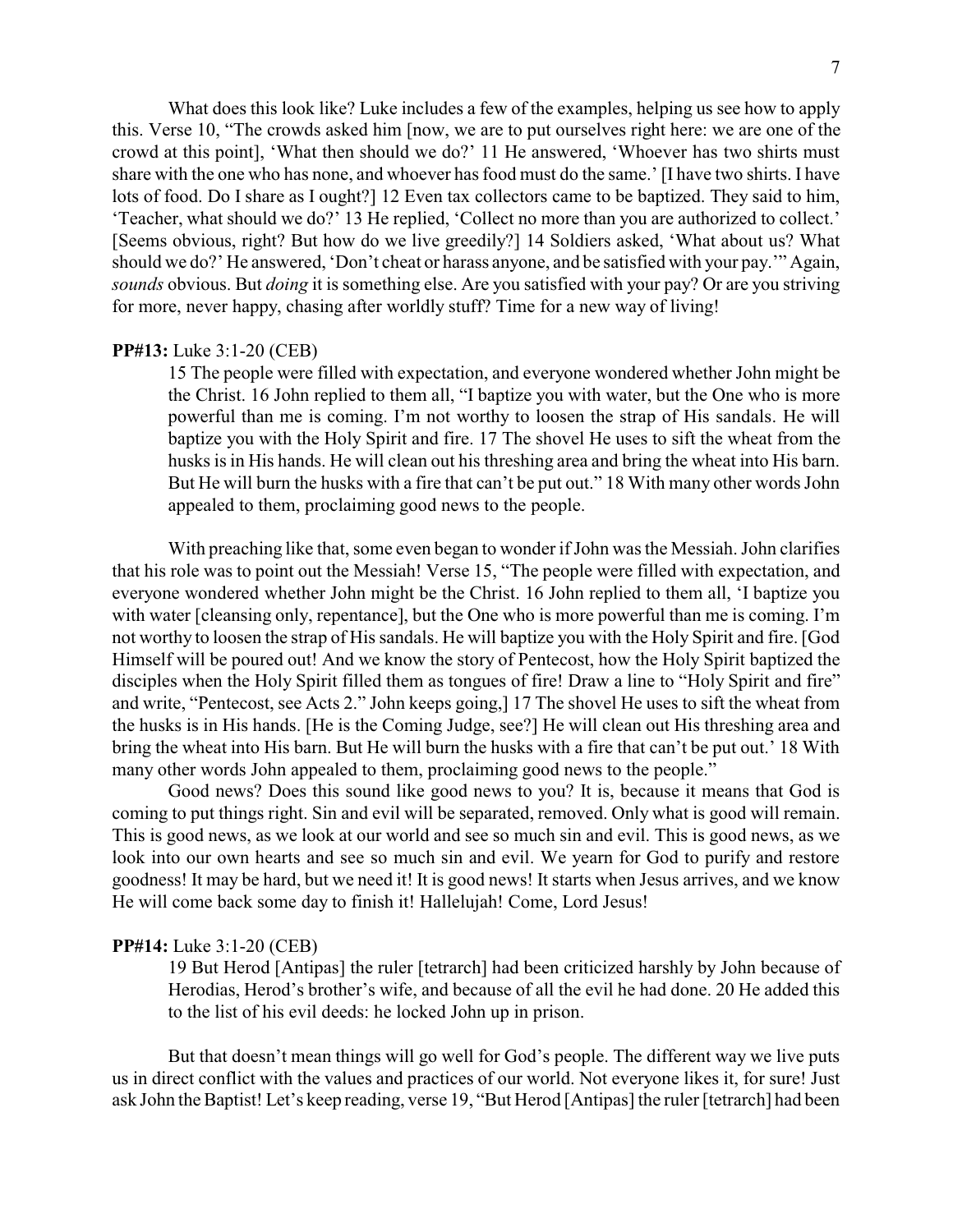What does this look like? Luke includes a few of the examples, helping us see how to apply this. Verse 10, "The crowds asked him [now, we are to put ourselves right here: we are one of the crowd at this point], 'What then should we do?' 11 He answered, 'Whoever has two shirts must share with the one who has none, and whoever has food must do the same.' [I have two shirts. I have lots of food. Do I share as I ought?] 12 Even tax collectors came to be baptized. They said to him, 'Teacher, what should we do?' 13 He replied, 'Collect no more than you are authorized to collect.' [Seems obvious, right? But how do we live greedily?] 14 Soldiers asked, 'What about us? What should we do?' He answered, 'Don't cheat or harass anyone, and be satisfied with your pay.'" Again, *sounds* obvious. But *doing* it is something else. Are you satisfied with your pay? Or are you striving for more, never happy, chasing after worldly stuff? Time for a new way of living!

**PP#13:** Luke 3:1-20 (CEB)

> 15 The people were filled with expectation, and everyone wondered whether John might be the Christ. 16 John replied to them all, "I baptize you with water, but the One who is more powerful than me is coming. I'm not worthy to loosen the strap of His sandals. He will baptize you with the Holy Spirit and fire. 17 The shovel He uses to sift the wheat from the husks is in His hands. He will clean out his threshing area and bring the wheat into His barn. But He will burn the husks with a fire that can't be put out." 18 With many other words John appealed to them, proclaiming good news to the people.

With preaching like that, some even began to wonder if John was the Messiah. John clarifies that his role was to point out the Messiah! Verse 15, "The people were filled with expectation, and everyone wondered whether John might be the Christ. 16 John replied to them all, 'I baptize you with water [cleansing only, repentance], but the One who is more powerful than me is coming. I'm not worthy to loosen the strap of His sandals. He will baptize you with the Holy Spirit and fire. [God Himself will be poured out! And we know the story of Pentecost, how the Holy Spirit baptized the disciples when the Holy Spirit filled them as tongues of fire! Draw a line to "Holy Spirit and fire" and write, "Pentecost, see Acts 2." John keeps going,] 17 The shovel He uses to sift the wheat from the husks is in His hands. [He is the Coming Judge, see?] He will clean out His threshing area and bring the wheat into His barn. But He will burn the husks with a fire that can't be put out.' 18 With many other words John appealed to them, proclaiming good news to the people."

Good news? Does this sound like good news to you? It is, because it means that God is coming to put things right. Sin and evil will be separated, removed. Only what is good will remain. This is good news, as we look at our world and see so much sin and evil. This is good news, as we look into our own hearts and see so much sin and evil. We yearn for God to purify and restore goodness! It may be hard, but we need it! It is good news! It starts when Jesus arrives, and we know He will come back some day to finish it! Hallelujah! Come, Lord Jesus!

**PP#14:** Luke 3:1-20 (CEB)

> 19 But Herod [Antipas] the ruler [tetrarch] had been criticized harshly by John because of Herodias, Herod's brother's wife, and because of all the evil he had done. 20 He added this to the list of his evil deeds: he locked John up in prison.

But that doesn't mean things will go well for God's people. The different way we live puts us in direct conflict with the values and practices of our world. Not everyone likes it, for sure! Just ask John the Baptist! Let's keep reading, verse 19, "But Herod [Antipas] the ruler [tetrarch] had been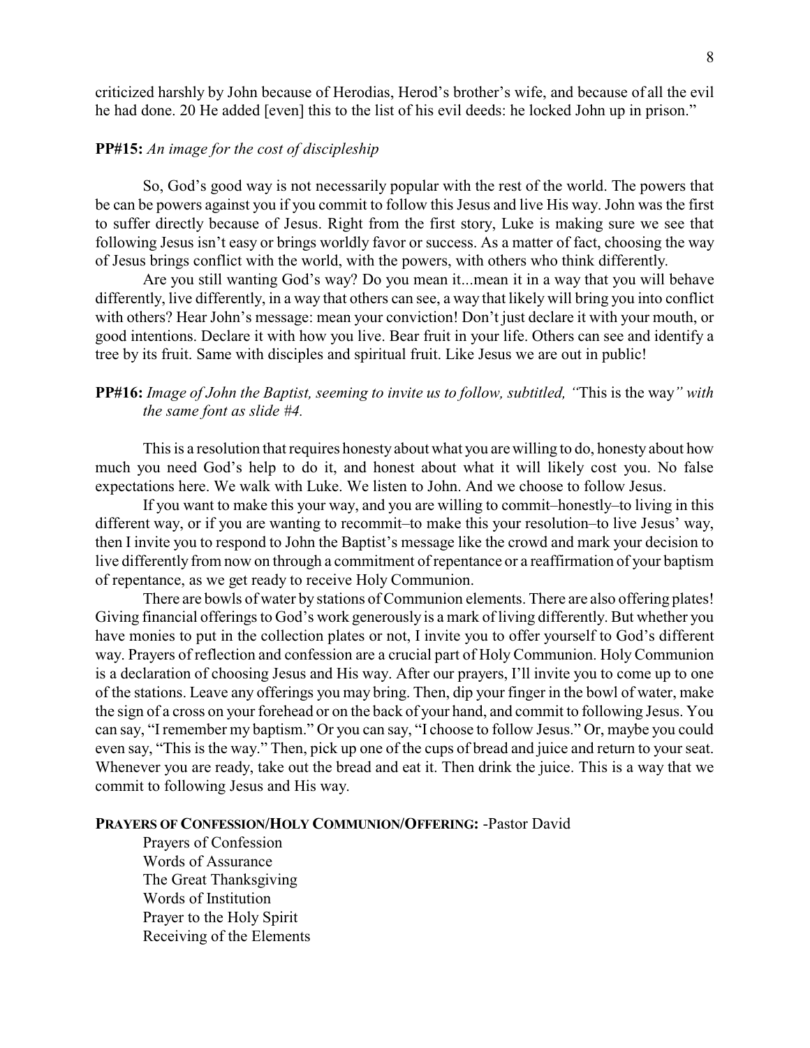criticized harshly by John because of Herodias, Herod's brother's wife, and because of all the evil he had done. 20 He added [even] this to the list of his evil deeds: he locked John up in prison."

**PP#15:** *An image for the cost of discipleship*

So, God's good way is not necessarily popular with the rest of the world. The powers that be can be powers against you if you commit to follow this Jesus and live His way. John was the first to suffer directly because of Jesus. Right from the first story, Luke is making sure we see that following Jesus isn't easy or brings worldly favor or success. As a matter of fact, choosing the way of Jesus brings conflict with the world, with the powers, with others who think differently.

Are you still wanting God's way? Do you mean it...mean it in a way that you will behave differently, live differently, in a way that others can see, a way that likely will bring you into conflict with others? Hear John's message: mean your conviction! Don't just declare it with your mouth, or good intentions. Declare it with how you live. Bear fruit in your life. Others can see and identify a tree by its fruit. Same with disciples and spiritual fruit. Like Jesus we are out in public!

**PP#16:** *Image of John the Baptist, seeming to invite us to follow, subtitled, "*This is the way*" with the same font as slide #4.*

This is a resolution that requires honesty about what you are willing to do, honesty about how much you need God's help to do it, and honest about what it will likely cost you. No false expectations here. We walk with Luke. We listen to John. And we choose to follow Jesus.

If you want to make this your way, and you are willing to commit–honestly–to living in this different way, or if you are wanting to recommit–to make this your resolution–to live Jesus' way, then I invite you to respond to John the Baptist's message like the crowd and mark your decision to live differently from now on through a commitment of repentance or a reaffirmation of your baptism of repentance, as we get ready to receive Holy Communion.

There are bowls of water by stations of Communion elements. There are also offering plates! Giving financial offerings to God's work generously is a mark of living differently. But whether you have monies to put in the collection plates or not, I invite you to offer yourself to God's different way. Prayers of reflection and confession are a crucial part of Holy Communion. Holy Communion is a declaration of choosing Jesus and His way. After our prayers, I'll invite you to come up to one of the stations. Leave any offerings you may bring. Then, dip your finger in the bowl of water, make the sign of a cross on your forehead or on the back of your hand, and commit to following Jesus. You can say, "I remember my baptism." Or you can say, "I choose to follow Jesus." Or, maybe you could even say, "This is the way." Then, pick up one of the cups of bread and juice and return to your seat. Whenever you are ready, take out the bread and eat it. Then drink the juice. This is a way that we commit to following Jesus and His way.

**PRAYERS OF CONFESSION/HOLY COMMUNION/OFFERING:** -Pastor David

Prayers of Confession
Words of Assurance
The Great Thanksgiving
Words of Institution
Prayer to the Holy Spirit
Receiving of the Elements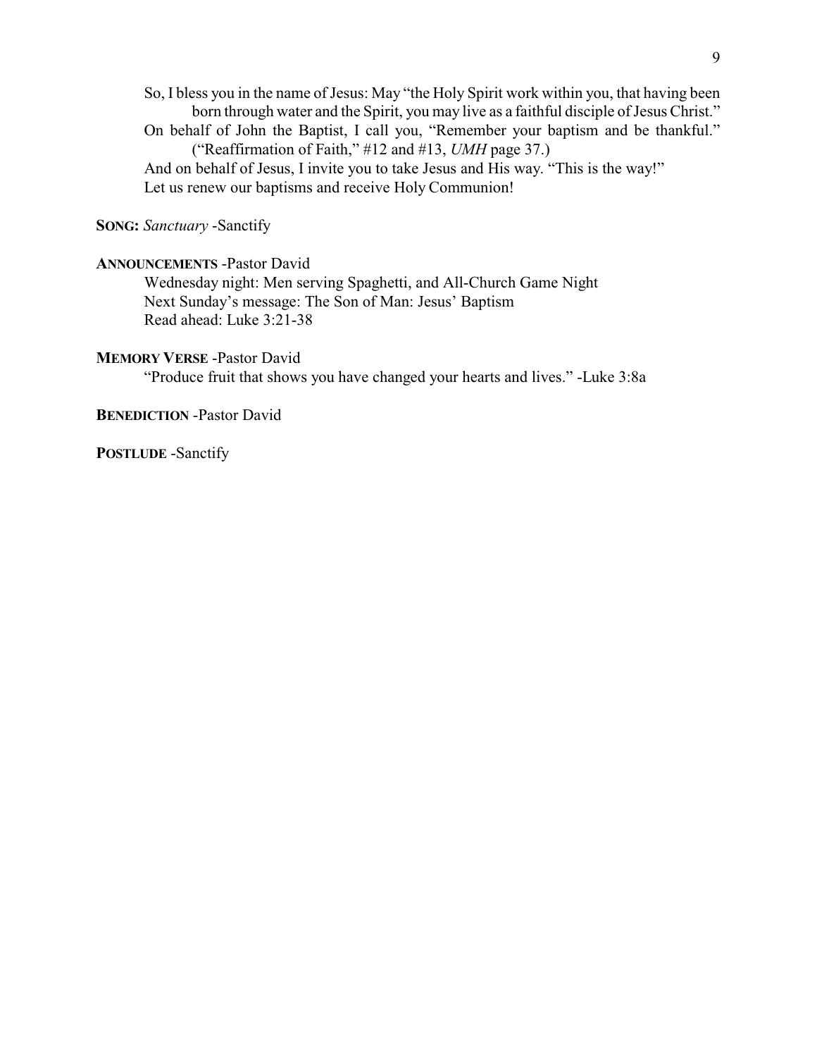So, I bless you in the name of Jesus: May "the Holy Spirit work within you, that having been born through water and the Spirit, you may live as a faithful disciple of Jesus Christ."

On behalf of John the Baptist, I call you, "Remember your baptism and be thankful." ("Reaffirmation of Faith," #12 and #13, *UMH* page 37.)

And on behalf of Jesus, I invite you to take Jesus and His way. "This is the way!"

Let us renew our baptisms and receive Holy Communion!

**SONG:** *Sanctuary* -Sanctify

**ANNOUNCEMENTS** -Pastor David

Wednesday night: Men serving Spaghetti, and All-Church Game Night
Next Sunday's message: The Son of Man: Jesus' Baptism
Read ahead: Luke 3:21-38

**MEMORY VERSE** -Pastor David

"Produce fruit that shows you have changed your hearts and lives." -Luke 3:8a

**BENEDICTION** -Pastor David

**POSTLUDE** -Sanctify